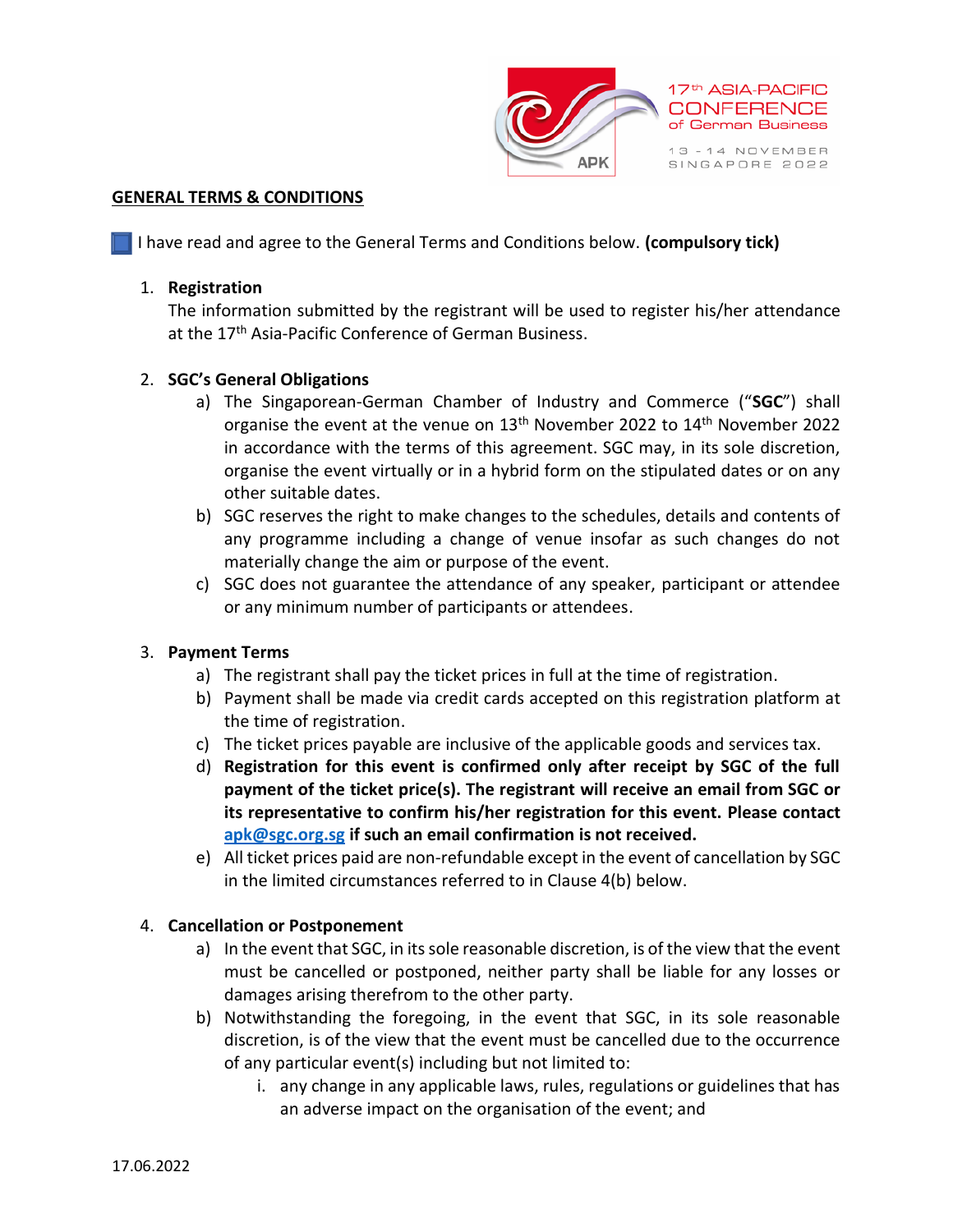17th ASIA-PACIFIC CONFERENCE of German Business

13 - 14 NOVEMBER SINGAPORE 2022

## GENERAL TERMS & CONDITIONS

☐ I have read and agree to the General Terms and Conditions below. **(compulsory tick)**

1. **Registration**
   The information submitted by the registrant will be used to register his/her attendance at the 17th Asia-Pacific Conference of German Business.

2. **SGC's General Obligations**
   a) The Singaporean-German Chamber of Industry and Commerce ("**SGC**") shall organise the event at the venue on 13th November 2022 to 14th November 2022 in accordance with the terms of this agreement. SGC may, in its sole discretion, organise the event virtually or in a hybrid form on the stipulated dates or on any other suitable dates.
   b) SGC reserves the right to make changes to the schedules, details and contents of any programme including a change of venue insofar as such changes do not materially change the aim or purpose of the event.
   c) SGC does not guarantee the attendance of any speaker, participant or attendee or any minimum number of participants or attendees.

3. **Payment Terms**
   a) The registrant shall pay the ticket prices in full at the time of registration.
   b) Payment shall be made via credit cards accepted on this registration platform at the time of registration.
   c) The ticket prices payable are inclusive of the applicable goods and services tax.
   d) **Registration for this event is confirmed only after receipt by SGC of the full payment of the ticket price(s). The registrant will receive an email from SGC or its representative to confirm his/her registration for this event. Please contact [apk@sgc.org.sg](mailto:apk@sgc.org.sg) if such an email confirmation is not received.**
   e) All ticket prices paid are non-refundable except in the event of cancellation by SGC in the limited circumstances referred to in Clause 4(b) below.

4. **Cancellation or Postponement**
   a) In the event that SGC, in its sole reasonable discretion, is of the view that the event must be cancelled or postponed, neither party shall be liable for any losses or damages arising therefrom to the other party.
   b) Notwithstanding the foregoing, in the event that SGC, in its sole reasonable discretion, is of the view that the event must be cancelled due to the occurrence of any particular event(s) including but not limited to:
      i. any change in any applicable laws, rules, regulations or guidelines that has an adverse impact on the organisation of the event; and

17.06.2022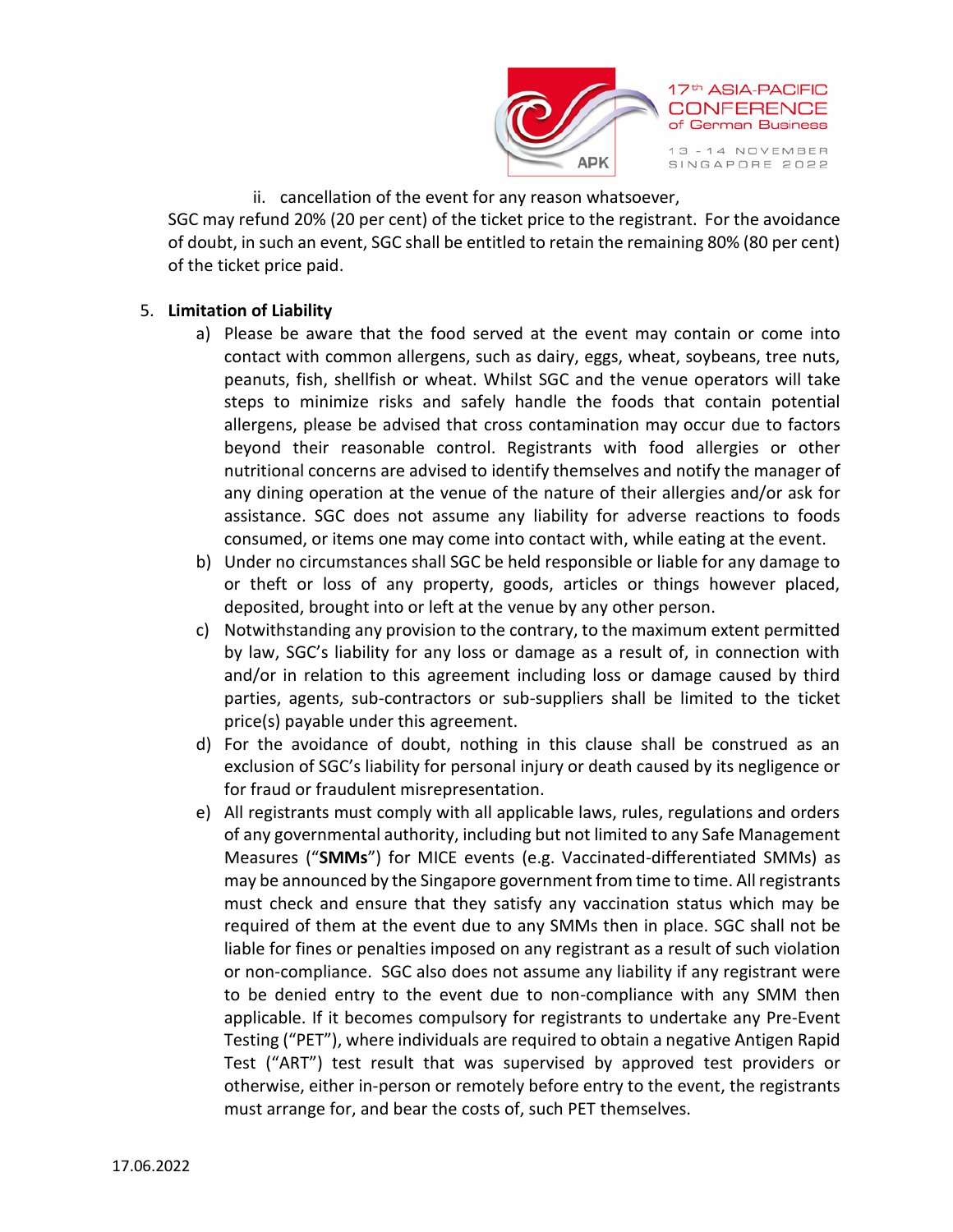ii. cancellation of the event for any reason whatsoever,

SGC may refund 20% (20 per cent) of the ticket price to the registrant. For the avoidance of doubt, in such an event, SGC shall be entitled to retain the remaining 80% (80 per cent) of the ticket price paid.

5. **Limitation of Liability**

   a) Please be aware that the food served at the event may contain or come into contact with common allergens, such as dairy, eggs, wheat, soybeans, tree nuts, peanuts, fish, shellfish or wheat. Whilst SGC and the venue operators will take steps to minimize risks and safely handle the foods that contain potential allergens, please be advised that cross contamination may occur due to factors beyond their reasonable control. Registrants with food allergies or other nutritional concerns are advised to identify themselves and notify the manager of any dining operation at the venue of the nature of their allergies and/or ask for assistance. SGC does not assume any liability for adverse reactions to foods consumed, or items one may come into contact with, while eating at the event.

   b) Under no circumstances shall SGC be held responsible or liable for any damage to or theft or loss of any property, goods, articles or things however placed, deposited, brought into or left at the venue by any other person.

   c) Notwithstanding any provision to the contrary, to the maximum extent permitted by law, SGC's liability for any loss or damage as a result of, in connection with and/or in relation to this agreement including loss or damage caused by third parties, agents, sub-contractors or sub-suppliers shall be limited to the ticket price(s) payable under this agreement.

   d) For the avoidance of doubt, nothing in this clause shall be construed as an exclusion of SGC's liability for personal injury or death caused by its negligence or for fraud or fraudulent misrepresentation.

   e) All registrants must comply with all applicable laws, rules, regulations and orders of any governmental authority, including but not limited to any Safe Management Measures ("**SMMs**") for MICE events (e.g. Vaccinated-differentiated SMMs) as may be announced by the Singapore government from time to time. All registrants must check and ensure that they satisfy any vaccination status which may be required of them at the event due to any SMMs then in place. SGC shall not be liable for fines or penalties imposed on any registrant as a result of such violation or non-compliance. SGC also does not assume any liability if any registrant were to be denied entry to the event due to non-compliance with any SMM then applicable. If it becomes compulsory for registrants to undertake any Pre-Event Testing ("PET"), where individuals are required to obtain a negative Antigen Rapid Test ("ART") test result that was supervised by approved test providers or otherwise, either in-person or remotely before entry to the event, the registrants must arrange for, and bear the costs of, such PET themselves.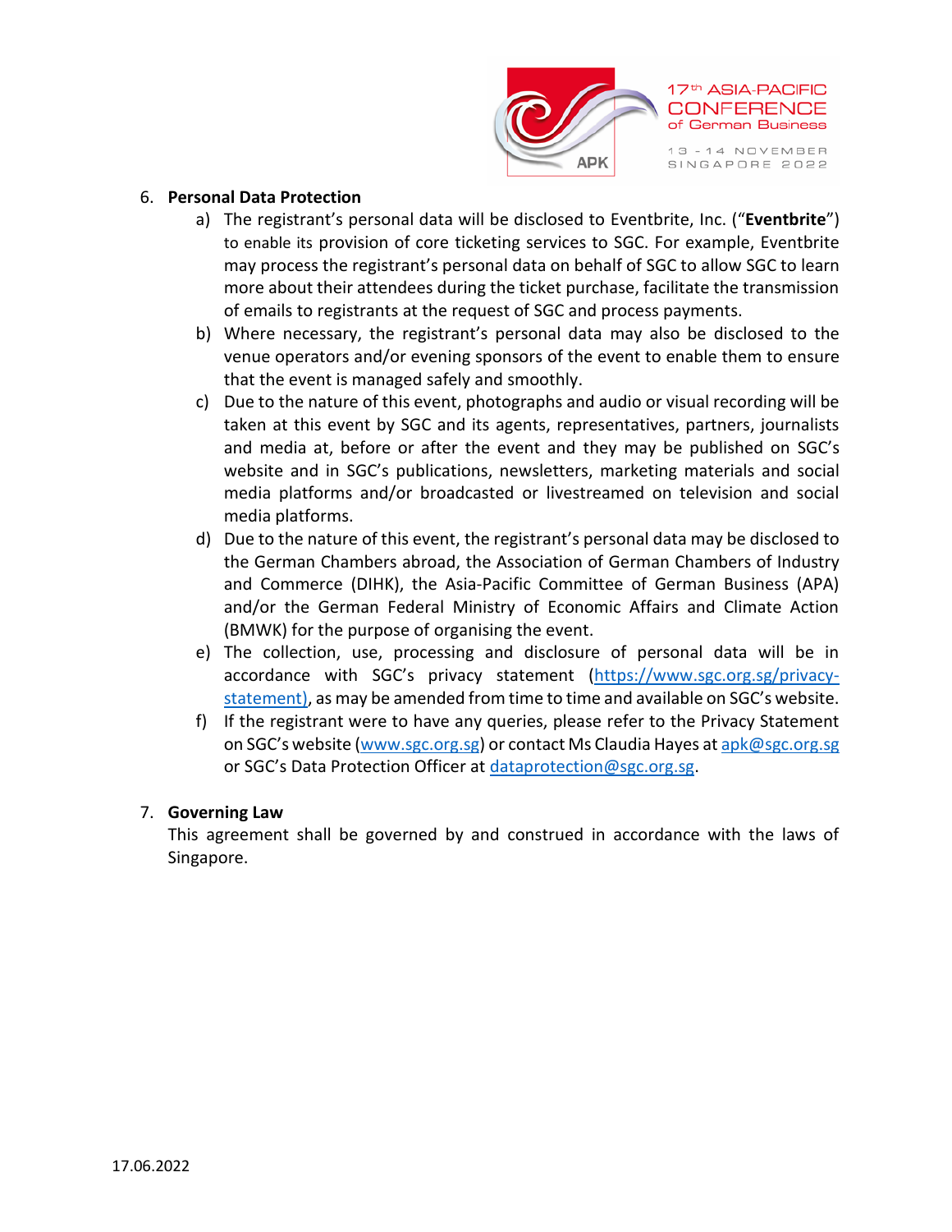6. **Personal Data Protection**
   a) The registrant's personal data will be disclosed to Eventbrite, Inc. ("**Eventbrite**") to enable its provision of core ticketing services to SGC. For example, Eventbrite may process the registrant's personal data on behalf of SGC to allow SGC to learn more about their attendees during the ticket purchase, facilitate the transmission of emails to registrants at the request of SGC and process payments.
   b) Where necessary, the registrant's personal data may also be disclosed to the venue operators and/or evening sponsors of the event to enable them to ensure that the event is managed safely and smoothly.
   c) Due to the nature of this event, photographs and audio or visual recording will be taken at this event by SGC and its agents, representatives, partners, journalists and media at, before or after the event and they may be published on SGC's website and in SGC's publications, newsletters, marketing materials and social media platforms and/or broadcasted or livestreamed on television and social media platforms.
   d) Due to the nature of this event, the registrant's personal data may be disclosed to the German Chambers abroad, the Association of German Chambers of Industry and Commerce (DIHK), the Asia-Pacific Committee of German Business (APA) and/or the German Federal Ministry of Economic Affairs and Climate Action (BMWK) for the purpose of organising the event.
   e) The collection, use, processing and disclosure of personal data will be in accordance with SGC's privacy statement (https://www.sgc.org.sg/privacy-statement), as may be amended from time to time and available on SGC's website.
   f) If the registrant were to have any queries, please refer to the Privacy Statement on SGC's website (www.sgc.org.sg) or contact Ms Claudia Hayes at apk@sgc.org.sg or SGC's Data Protection Officer at dataprotection@sgc.org.sg.

7. **Governing Law**

   This agreement shall be governed by and construed in accordance with the laws of Singapore.

17.06.2022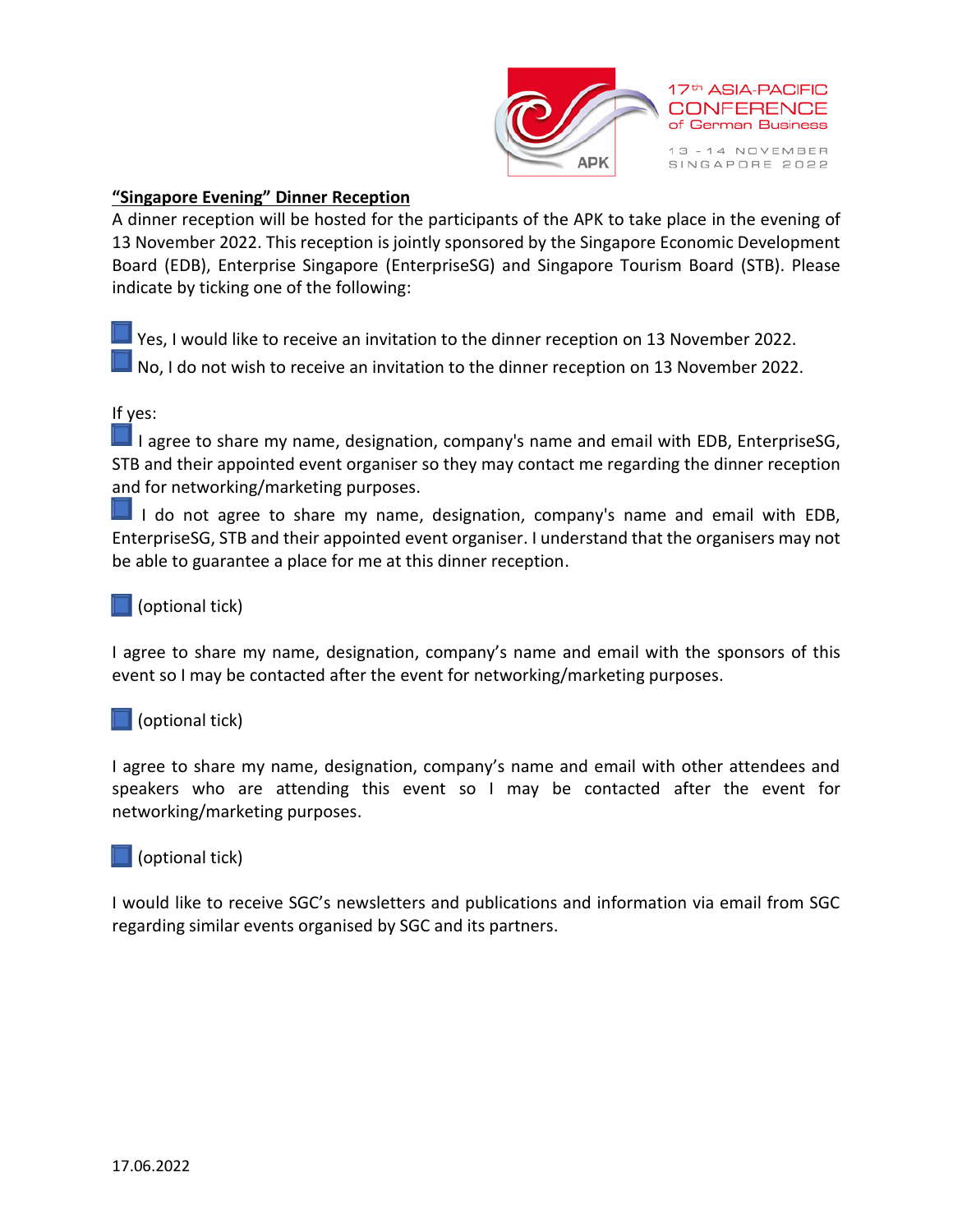**"Singapore Evening" Dinner Reception**

A dinner reception will be hosted for the participants of the APK to take place in the evening of 13 November 2022. This reception is jointly sponsored by the Singapore Economic Development Board (EDB), Enterprise Singapore (EnterpriseSG) and Singapore Tourism Board (STB). Please indicate by ticking one of the following:

☐ Yes, I would like to receive an invitation to the dinner reception on 13 November 2022.

☐ No, I do not wish to receive an invitation to the dinner reception on 13 November 2022.

If yes:

☐ I agree to share my name, designation, company's name and email with EDB, EnterpriseSG, STB and their appointed event organiser so they may contact me regarding the dinner reception and for networking/marketing purposes.

☐ I do not agree to share my name, designation, company's name and email with EDB, EnterpriseSG, STB and their appointed event organiser. I understand that the organisers may not be able to guarantee a place for me at this dinner reception.

☐ (optional tick)

I agree to share my name, designation, company's name and email with the sponsors of this event so I may be contacted after the event for networking/marketing purposes.

☐ (optional tick)

I agree to share my name, designation, company's name and email with other attendees and speakers who are attending this event so I may be contacted after the event for networking/marketing purposes.

☐ (optional tick)

I would like to receive SGC's newsletters and publications and information via email from SGC regarding similar events organised by SGC and its partners.